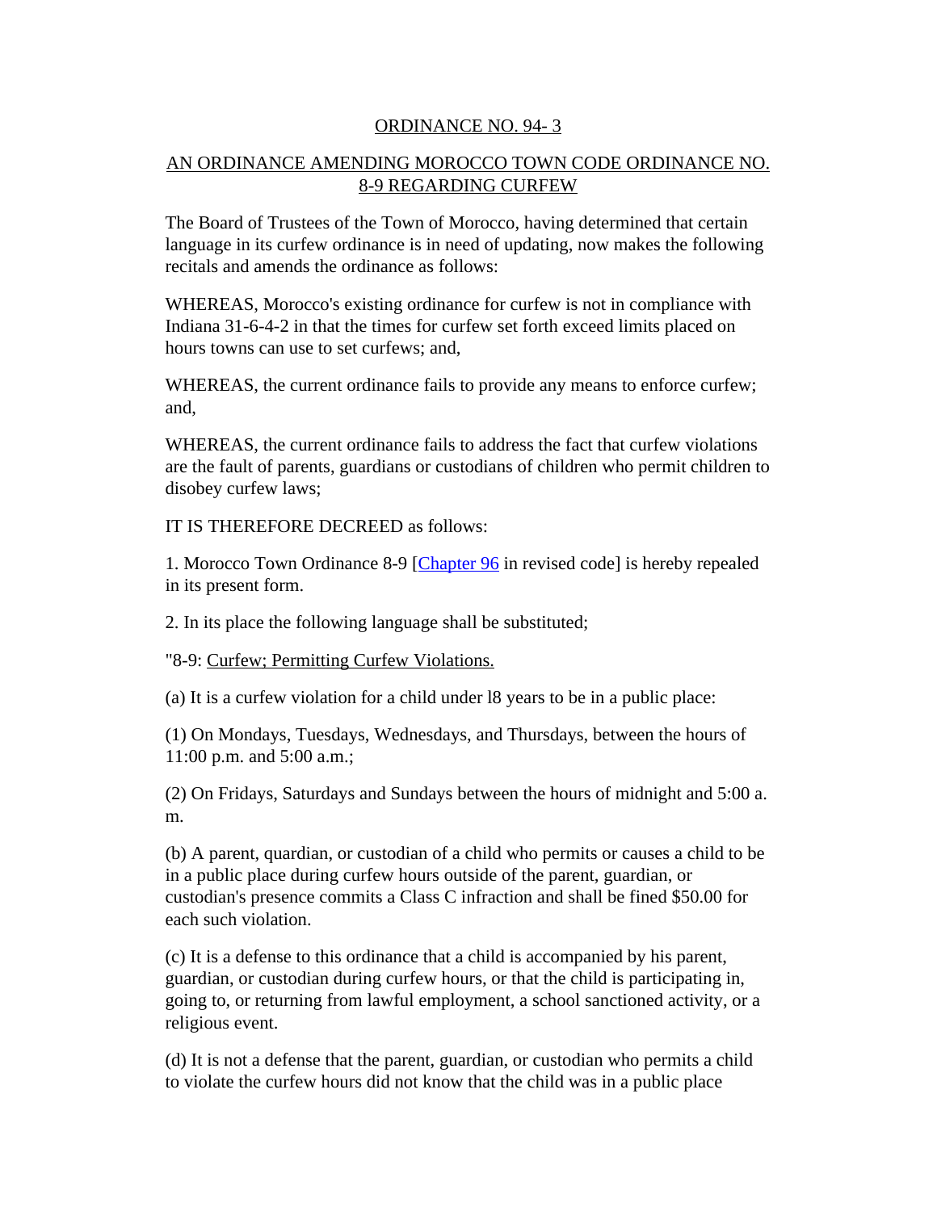ORDINANCE NO. 94- 3

AN ORDINANCE AMENDING MOROCCO TOWN CODE ORDINANCE NO. 8-9 REGARDING CURFEW

The Board of Trustees of the Town of Morocco, having determined that certain language in its curfew ordinance is in need of updating, now makes the following recitals and amends the ordinance as follows:

WHEREAS, Morocco's existing ordinance for curfew is not in compliance with Indiana 31-6-4-2 in that the times for curfew set forth exceed limits placed on hours towns can use to set curfews; and,

WHEREAS, the current ordinance fails to provide any means to enforce curfew; and,

WHEREAS, the current ordinance fails to address the fact that curfew violations are the fault of parents, guardians or custodians of children who permit children to disobey curfew laws;

IT IS THEREFORE DECREED as follows:

1. Morocco Town Ordinance 8-9 [Chapter 96 in revised code] is hereby repealed in its present form.

2. In its place the following language shall be substituted;

"8-9: Curfew; Permitting Curfew Violations.

(a) It is a curfew violation for a child under l8 years to be in a public place:

(1) On Mondays, Tuesdays, Wednesdays, and Thursdays, between the hours of 11:00 p.m. and 5:00 a.m.;

(2) On Fridays, Saturdays and Sundays between the hours of midnight and 5:00 a. m.

(b) A parent, quardian, or custodian of a child who permits or causes a child to be in a public place during curfew hours outside of the parent, guardian, or custodian's presence commits a Class C infraction and shall be fined $50.00 for each such violation.

(c) It is a defense to this ordinance that a child is accompanied by his parent, guardian, or custodian during curfew hours, or that the child is participating in, going to, or returning from lawful employment, a school sanctioned activity, or a religious event.

(d) It is not a defense that the parent, guardian, or custodian who permits a child to violate the curfew hours did not know that the child was in a public place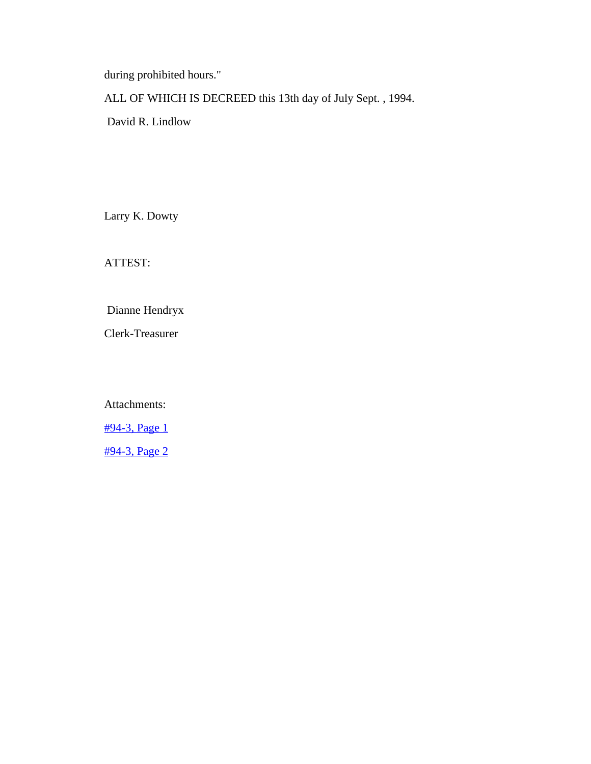during prohibited hours."

ALL OF WHICH IS DECREED this 13th day of July Sept. , 1994.

David R. Lindlow

Larry K. Dowty

ATTEST:

Dianne Hendryx

Clerk-Treasurer

Attachments:

#94-3, Page 1

#94-3, Page 2